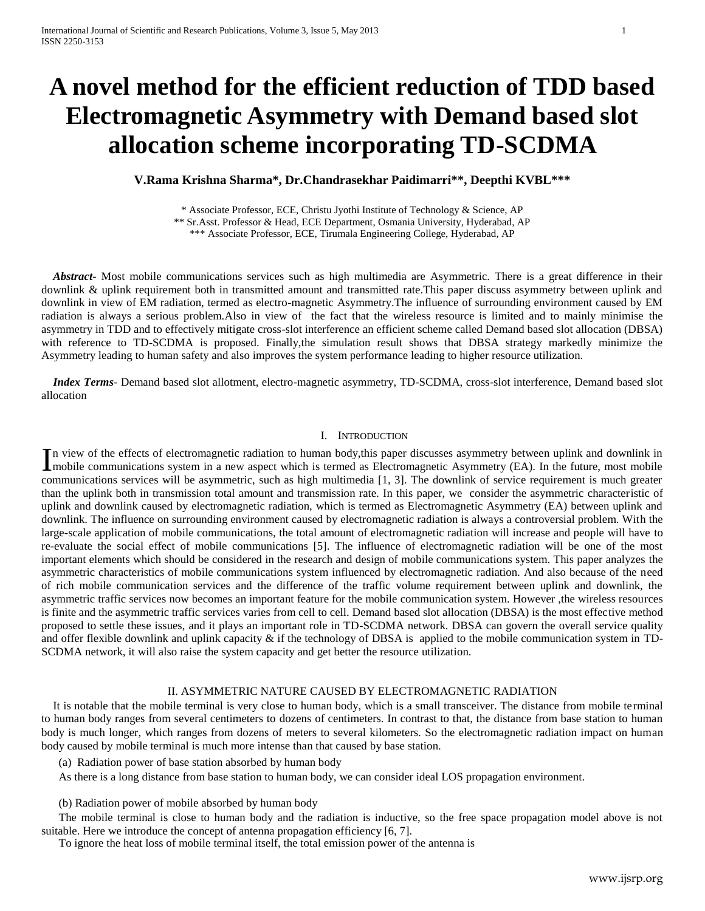# A novel method for the efficient reduction of TDD based Electromagnetic Asymmetry with Demand based slot allocation scheme incorporating TD-SCDMA

**V.Rama Krishna Sharma\*, Dr.Chandrasekhar Paidimarri\*\*, Deepthi KVBL\*\*\***

\* Associate Professor, ECE, Christu Jyothi Institute of Technology & Science, AP
\*\* Sr.Asst. Professor & Head, ECE Department, Osmania University, Hyderabad, AP
\*\*\* Associate Professor, ECE, Tirumala Engineering College, Hyderabad, AP

***Abstract-*** Most mobile communications services such as high multimedia are Asymmetric. There is a great difference in their downlink & uplink requirement both in transmitted amount and transmitted rate.This paper discuss asymmetry between uplink and downlink in view of EM radiation, termed as electro-magnetic Asymmetry.The influence of surrounding environment caused by EM radiation is always a serious problem.Also in view of the fact that the wireless resource is limited and to mainly minimise the asymmetry in TDD and to effectively mitigate cross-slot interference an efficient scheme called Demand based slot allocation (DBSA) with reference to TD-SCDMA is proposed. Finally,the simulation result shows that DBSA strategy markedly minimize the Asymmetry leading to human safety and also improves the system performance leading to higher resource utilization.

***Index Terms-*** Demand based slot allotment, electro-magnetic asymmetry, TD-SCDMA, cross-slot interference, Demand based slot allocation

## I. Introduction

In view of the effects of electromagnetic radiation to human body,this paper discusses asymmetry between uplink and downlink in mobile communications system in a new aspect which is termed as Electromagnetic Asymmetry (EA). In the future, most mobile communications services will be asymmetric, such as high multimedia [1, 3]. The downlink of service requirement is much greater than the uplink both in transmission total amount and transmission rate. In this paper, we consider the asymmetric characteristic of uplink and downlink caused by electromagnetic radiation, which is termed as Electromagnetic Asymmetry (EA) between uplink and downlink. The influence on surrounding environment caused by electromagnetic radiation is always a controversial problem. With the large-scale application of mobile communications, the total amount of electromagnetic radiation will increase and people will have to re-evaluate the social effect of mobile communications [5]. The influence of electromagnetic radiation will be one of the most important elements which should be considered in the research and design of mobile communications system. This paper analyzes the asymmetric characteristics of mobile communications system influenced by electromagnetic radiation. And also because of the need of rich mobile communication services and the difference of the traffic volume requirement between uplink and downlink, the asymmetric traffic services now becomes an important feature for the mobile communication system. However ,the wireless resources is finite and the asymmetric traffic services varies from cell to cell. Demand based slot allocation (DBSA) is the most effective method proposed to settle these issues, and it plays an important role in TD-SCDMA network. DBSA can govern the overall service quality and offer flexible downlink and uplink capacity & if the technology of DBSA is applied to the mobile communication system in TD-SCDMA network, it will also raise the system capacity and get better the resource utilization.

## II. ASYMMETRIC NATURE CAUSED BY ELECTROMAGNETIC RADIATION

It is notable that the mobile terminal is very close to human body, which is a small transceiver. The distance from mobile terminal to human body ranges from several centimeters to dozens of centimeters. In contrast to that, the distance from base station to human body is much longer, which ranges from dozens of meters to several kilometers. So the electromagnetic radiation impact on human body caused by mobile terminal is much more intense than that caused by base station.

(a) Radiation power of base station absorbed by human body

As there is a long distance from base station to human body, we can consider ideal LOS propagation environment.

(b) Radiation power of mobile absorbed by human body

The mobile terminal is close to human body and the radiation is inductive, so the free space propagation model above is not suitable. Here we introduce the concept of antenna propagation efficiency [6, 7].

To ignore the heat loss of mobile terminal itself, the total emission power of the antenna is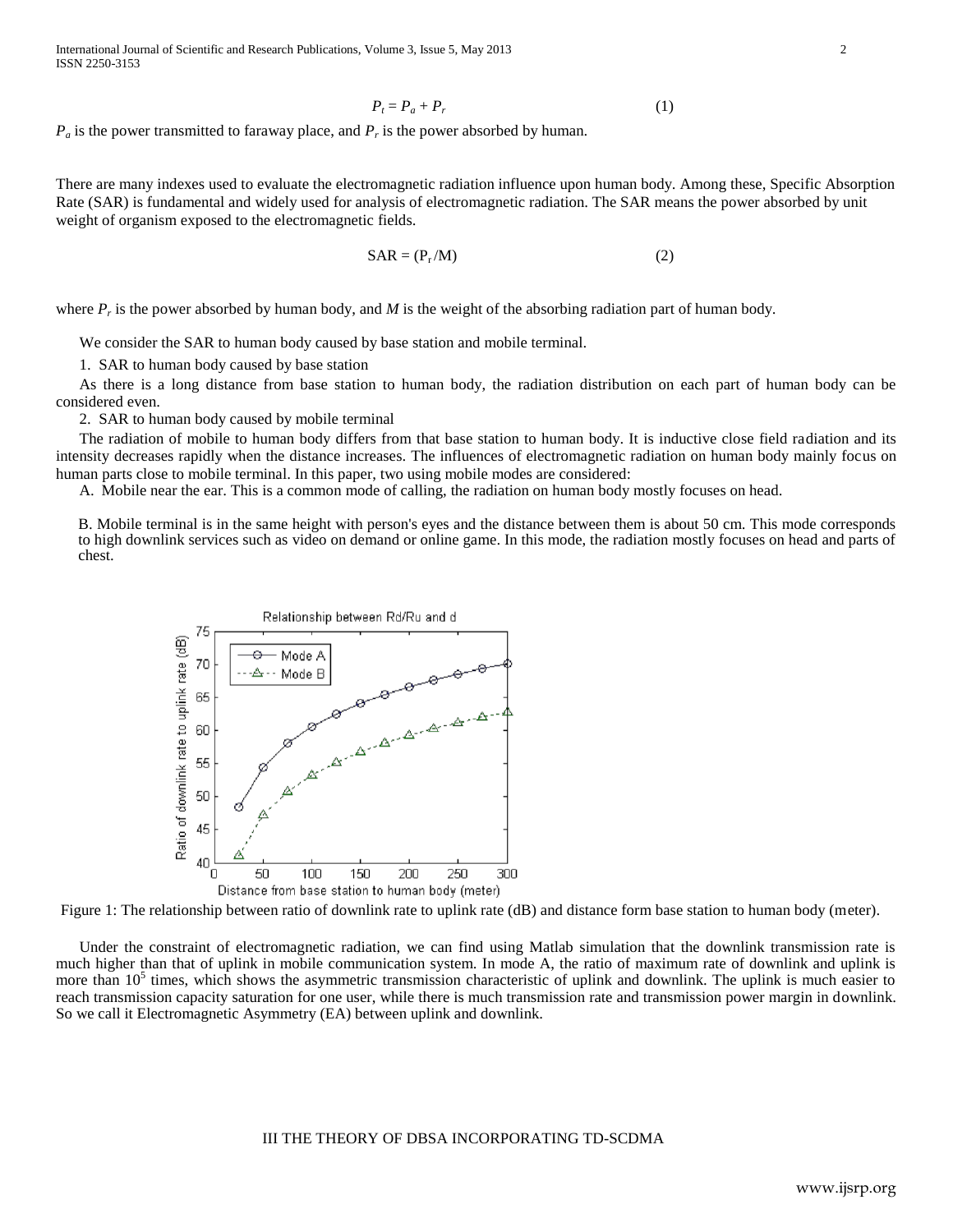$$P_t = P_a + P_r \tag{1}$$

$P_a$ is the power transmitted to faraway place, and $P_r$ is the power absorbed by human.

There are many indexes used to evaluate the electromagnetic radiation influence upon human body. Among these, Specific Absorption Rate (SAR) is fundamental and widely used for analysis of electromagnetic radiation. The SAR means the power absorbed by unit weight of organism exposed to the electromagnetic fields.

$$SAR = (P_r / M) \tag{2}$$

where $P_r$ is the power absorbed by human body, and $M$ is the weight of the absorbing radiation part of human body.

We consider the SAR to human body caused by base station and mobile terminal.

1. SAR to human body caused by base station

As there is a long distance from base station to human body, the radiation distribution on each part of human body can be considered even.

2. SAR to human body caused by mobile terminal

The radiation of mobile to human body differs from that base station to human body. It is inductive close field radiation and its intensity decreases rapidly when the distance increases. The influences of electromagnetic radiation on human body mainly focus on human parts close to mobile terminal. In this paper, two using mobile modes are considered:

A. Mobile near the ear. This is a common mode of calling, the radiation on human body mostly focuses on head.

B. Mobile terminal is in the same height with person's eyes and the distance between them is about 50 cm. This mode corresponds to high downlink services such as video on demand or online game. In this mode, the radiation mostly focuses on head and parts of chest.

Figure 1: The relationship between ratio of downlink rate to uplink rate (dB) and distance form base station to human body (meter).

Under the constraint of electromagnetic radiation, we can find using Matlab simulation that the downlink transmission rate is much higher than that of uplink in mobile communication system. In mode A, the ratio of maximum rate of downlink and uplink is more than $10^5$ times, which shows the asymmetric transmission characteristic of uplink and downlink. The uplink is much easier to reach transmission capacity saturation for one user, while there is much transmission rate and transmission power margin in downlink. So we call it Electromagnetic Asymmetry (EA) between uplink and downlink.

## III THE THEORY OF DBSA INCORPORATING TD-SCDMA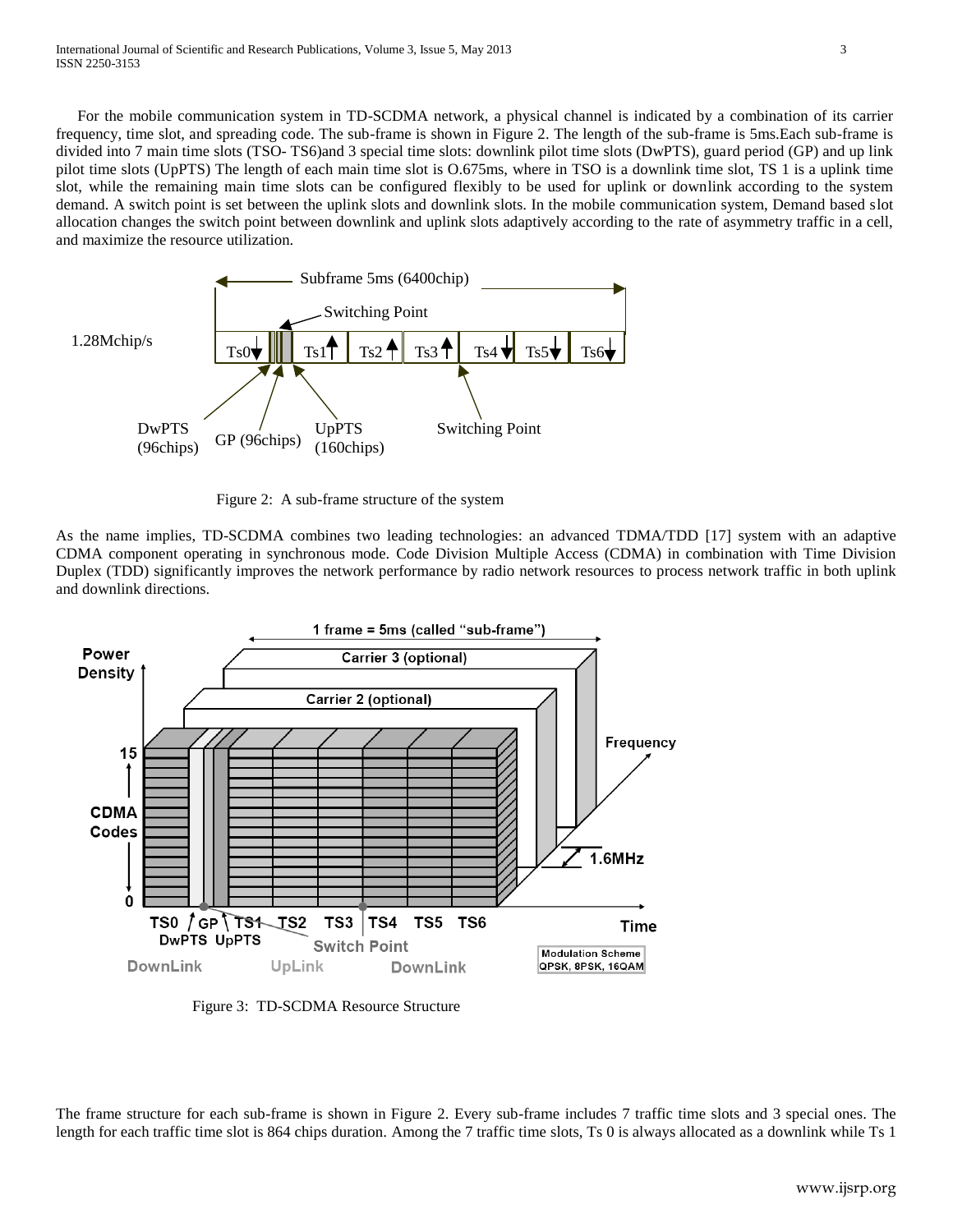For the mobile communication system in TD-SCDMA network, a physical channel is indicated by a combination of its carrier frequency, time slot, and spreading code. The sub-frame is shown in Figure 2. The length of the sub-frame is 5ms.Each sub-frame is divided into 7 main time slots (TSO- TS6)and 3 special time slots: downlink pilot time slots (DwPTS), guard period (GP) and up link pilot time slots (UpPTS) The length of each main time slot is O.675ms, where in TSO is a downlink time slot, TS 1 is a uplink time slot, while the remaining main time slots can be configured flexibly to be used for uplink or downlink according to the system demand. A switch point is set between the uplink slots and downlink slots. In the mobile communication system, Demand based slot allocation changes the switch point between downlink and uplink slots adaptively according to the rate of asymmetry traffic in a cell, and maximize the resource utilization.

Figure 2: A sub-frame structure of the system

As the name implies, TD-SCDMA combines two leading technologies: an advanced TDMA/TDD [17] system with an adaptive CDMA component operating in synchronous mode. Code Division Multiple Access (CDMA) in combination with Time Division Duplex (TDD) significantly improves the network performance by radio network resources to process network traffic in both uplink and downlink directions.

Figure 3: TD-SCDMA Resource Structure

The frame structure for each sub-frame is shown in Figure 2. Every sub-frame includes 7 traffic time slots and 3 special ones. The length for each traffic time slot is 864 chips duration. Among the 7 traffic time slots, Ts 0 is always allocated as a downlink while Ts 1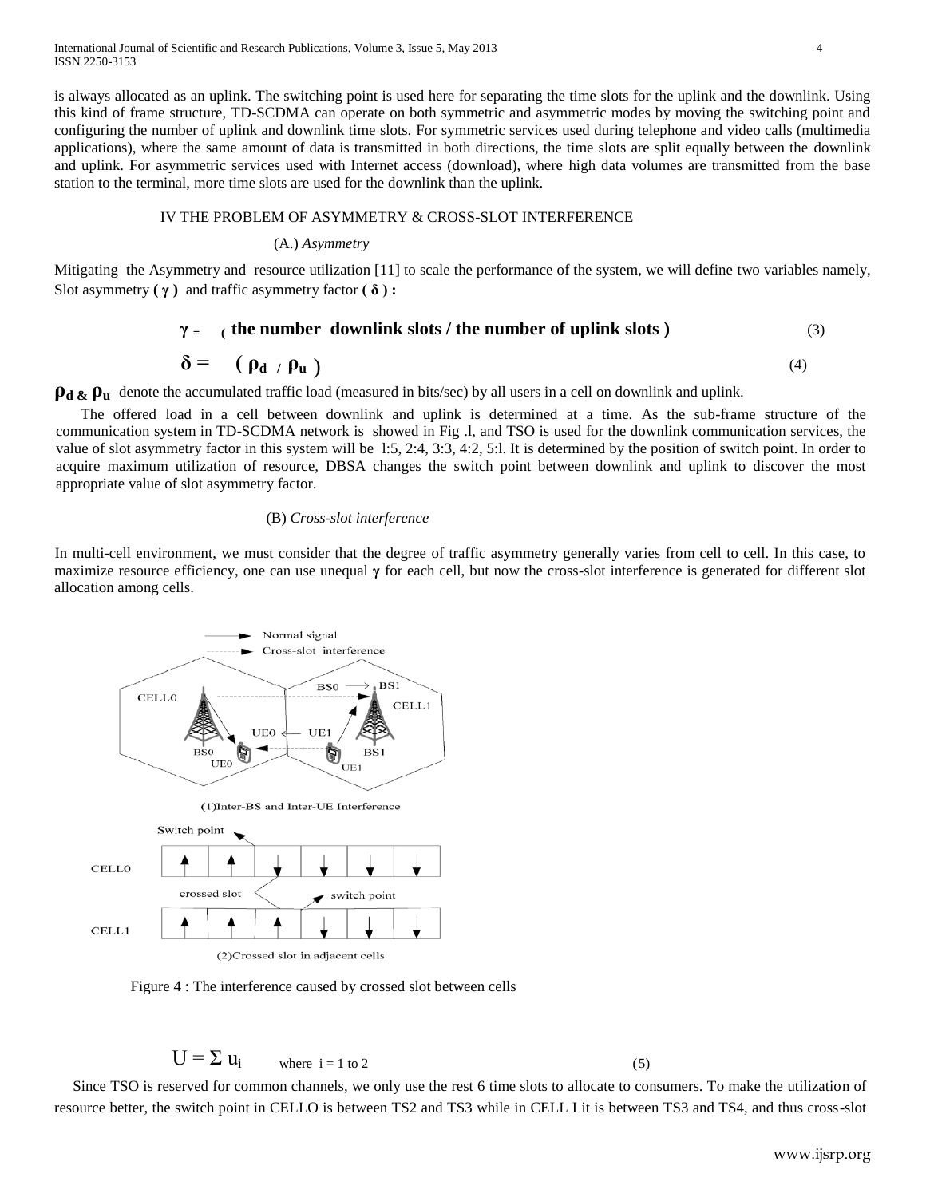is always allocated as an uplink. The switching point is used here for separating the time slots for the uplink and the downlink. Using this kind of frame structure, TD-SCDMA can operate on both symmetric and asymmetric modes by moving the switching point and configuring the number of uplink and downlink time slots. For symmetric services used during telephone and video calls (multimedia applications), where the same amount of data is transmitted in both directions, the time slots are split equally between the downlink and uplink. For asymmetric services used with Internet access (download), where high data volumes are transmitted from the base station to the terminal, more time slots are used for the downlink than the uplink.

## IV THE PROBLEM OF ASYMMETRY & CROSS-SLOT INTERFERENCE

### (A.) *Asymmetry*

Mitigating the Asymmetry and resource utilization [11] to scale the performance of the system, we will define two variables namely, Slot asymmetry **( $\gamma$ )** and traffic asymmetry factor **( $\delta$ ) :**

$$\gamma = (\text{the number downlink slots / the number of uplink slots}) \tag{3}$$

$$\delta = (\rho_d / \rho_u) \tag{4}$$

$\rho_d$ & $\rho_u$ denote the accumulated traffic load (measured in bits/sec) by all users in a cell on downlink and uplink.

The offered load in a cell between downlink and uplink is determined at a time. As the sub-frame structure of the communication system in TD-SCDMA network is showed in Fig .l, and TSO is used for the downlink communication services, the value of slot asymmetry factor in this system will be l:5, 2:4, 3:3, 4:2, 5:l. It is determined by the position of switch point. In order to acquire maximum utilization of resource, DBSA changes the switch point between downlink and uplink to discover the most appropriate value of slot asymmetry factor.

### (B) *Cross-slot interference*

In multi-cell environment, we must consider that the degree of traffic asymmetry generally varies from cell to cell. In this case, to maximize resource efficiency, one can use unequal $\gamma$ for each cell, but now the cross-slot interference is generated for different slot allocation among cells.

Figure 4 : The interference caused by crossed slot between cells

$$U = \Sigma\, u_i \quad \text{where } i = 1 \text{ to } 2 \tag{5}$$

Since TSO is reserved for common channels, we only use the rest 6 time slots to allocate to consumers. To make the utilization of resource better, the switch point in CELLO is between TS2 and TS3 while in CELL I it is between TS3 and TS4, and thus cross-slot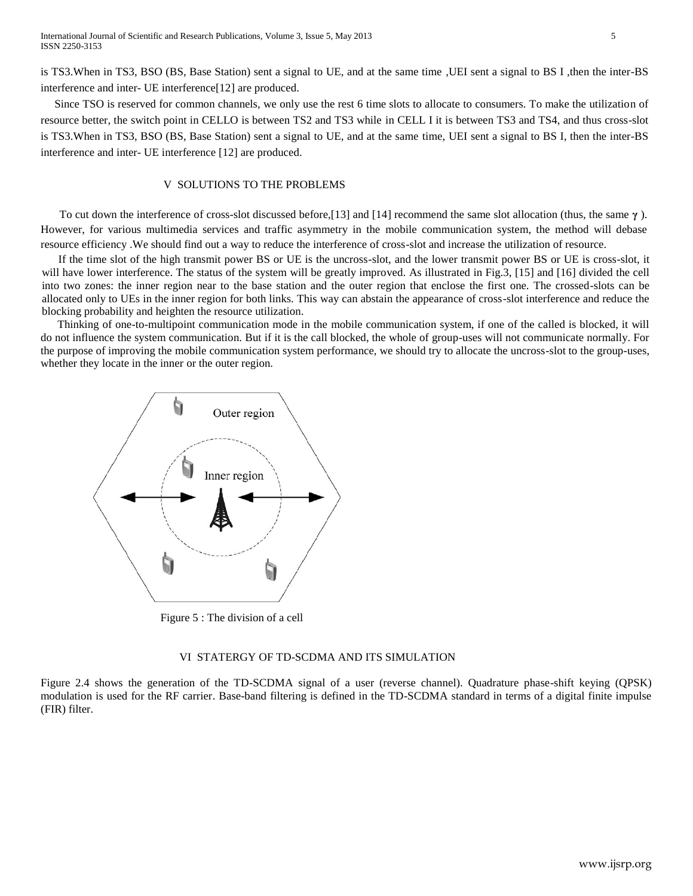is TS3.When in TS3, BSO (BS, Base Station) sent a signal to UE, and at the same time ,UEI sent a signal to BS I ,then the inter-BS interference and inter- UE interference[12] are produced.

Since TSO is reserved for common channels, we only use the rest 6 time slots to allocate to consumers. To make the utilization of resource better, the switch point in CELLO is between TS2 and TS3 while in CELL I it is between TS3 and TS4, and thus cross-slot is TS3.When in TS3, BSO (BS, Base Station) sent a signal to UE, and at the same time, UEI sent a signal to BS I, then the inter-BS interference and inter- UE interference [12] are produced.

## V SOLUTIONS TO THE PROBLEMS

To cut down the interference of cross-slot discussed before,[13] and [14] recommend the same slot allocation (thus, the same $\gamma$ ). However, for various multimedia services and traffic asymmetry in the mobile communication system, the method will debase resource efficiency .We should find out a way to reduce the interference of cross-slot and increase the utilization of resource.

If the time slot of the high transmit power BS or UE is the uncross-slot, and the lower transmit power BS or UE is cross-slot, it will have lower interference. The status of the system will be greatly improved. As illustrated in Fig.3, [15] and [16] divided the cell into two zones: the inner region near to the base station and the outer region that enclose the first one. The crossed-slots can be allocated only to UEs in the inner region for both links. This way can abstain the appearance of cross-slot interference and reduce the blocking probability and heighten the resource utilization.

Thinking of one-to-multipoint communication mode in the mobile communication system, if one of the called is blocked, it will do not influence the system communication. But if it is the call blocked, the whole of group-uses will not communicate normally. For the purpose of improving the mobile communication system performance, we should try to allocate the uncross-slot to the group-uses, whether they locate in the inner or the outer region.

Figure 5 : The division of a cell

## VI STATERGY OF TD-SCDMA AND ITS SIMULATION

Figure 2.4 shows the generation of the TD-SCDMA signal of a user (reverse channel). Quadrature phase-shift keying (QPSK) modulation is used for the RF carrier. Base-band filtering is defined in the TD-SCDMA standard in terms of a digital finite impulse (FIR) filter.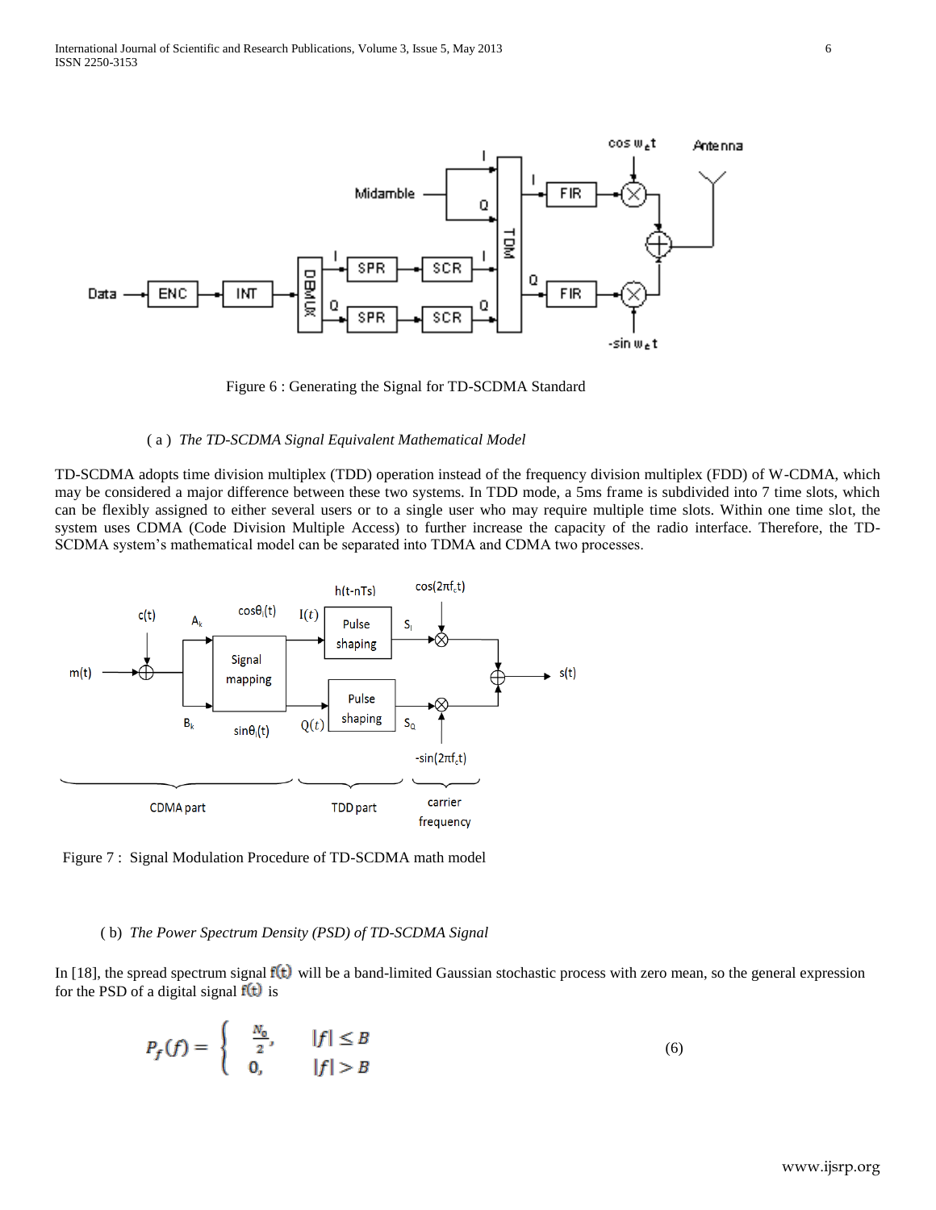Figure 6 : Generating the Signal for TD-SCDMA Standard

( a ) *The TD-SCDMA Signal Equivalent Mathematical Model*

TD-SCDMA adopts time division multiplex (TDD) operation instead of the frequency division multiplex (FDD) of W-CDMA, which may be considered a major difference between these two systems. In TDD mode, a 5ms frame is subdivided into 7 time slots, which can be flexibly assigned to either several users or to a single user who may require multiple time slots. Within one time slot, the system uses CDMA (Code Division Multiple Access) to further increase the capacity of the radio interface. Therefore, the TD-SCDMA system's mathematical model can be separated into TDMA and CDMA two processes.

Figure 7 : Signal Modulation Procedure of TD-SCDMA math model

( b) *The Power Spectrum Density (PSD) of TD-SCDMA Signal*

In [18], the spread spectrum signal $f(t)$ will be a band-limited Gaussian stochastic process with zero mean, so the general expression for the PSD of a digital signal $f(t)$ is

$$P_f(f) = \begin{cases} \frac{N_0}{2}, & |f| \le B \\ 0, & |f| > B \end{cases} \tag{6}$$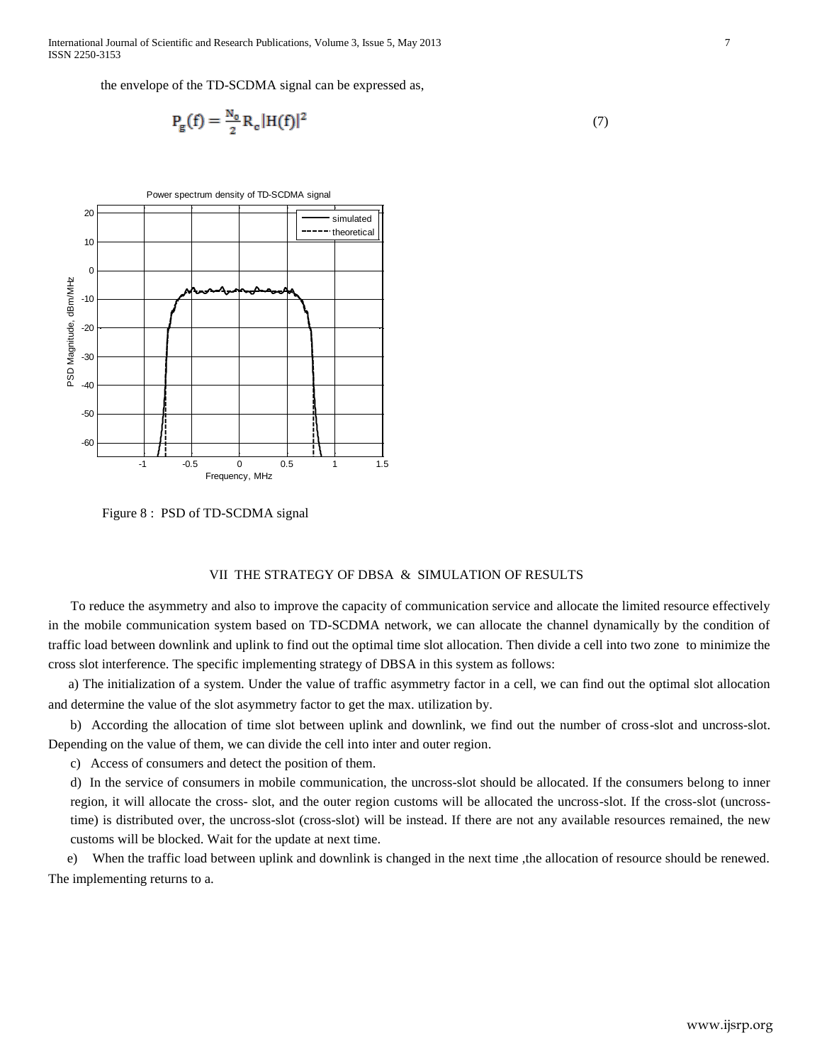the envelope of the TD-SCDMA signal can be expressed as,

$$P_g(f) = \frac{N_o}{2} R_c |H(f)|^2 \tag{7}$$

Figure 8 : PSD of TD-SCDMA signal

## VII THE STRATEGY OF DBSA & SIMULATION OF RESULTS

To reduce the asymmetry and also to improve the capacity of communication service and allocate the limited resource effectively in the mobile communication system based on TD-SCDMA network, we can allocate the channel dynamically by the condition of traffic load between downlink and uplink to find out the optimal time slot allocation. Then divide a cell into two zone to minimize the cross slot interference. The specific implementing strategy of DBSA in this system as follows:

a) The initialization of a system. Under the value of traffic asymmetry factor in a cell, we can find out the optimal slot allocation and determine the value of the slot asymmetry factor to get the max. utilization by.

b) According the allocation of time slot between uplink and downlink, we find out the number of cross-slot and uncross-slot. Depending on the value of them, we can divide the cell into inter and outer region.

c) Access of consumers and detect the position of them.

d) In the service of consumers in mobile communication, the uncross-slot should be allocated. If the consumers belong to inner region, it will allocate the cross- slot, and the outer region customs will be allocated the uncross-slot. If the cross-slot (uncross-time) is distributed over, the uncross-slot (cross-slot) will be instead. If there are not any available resources remained, the new customs will be blocked. Wait for the update at next time.

e) When the traffic load between uplink and downlink is changed in the next time ,the allocation of resource should be renewed. The implementing returns to a.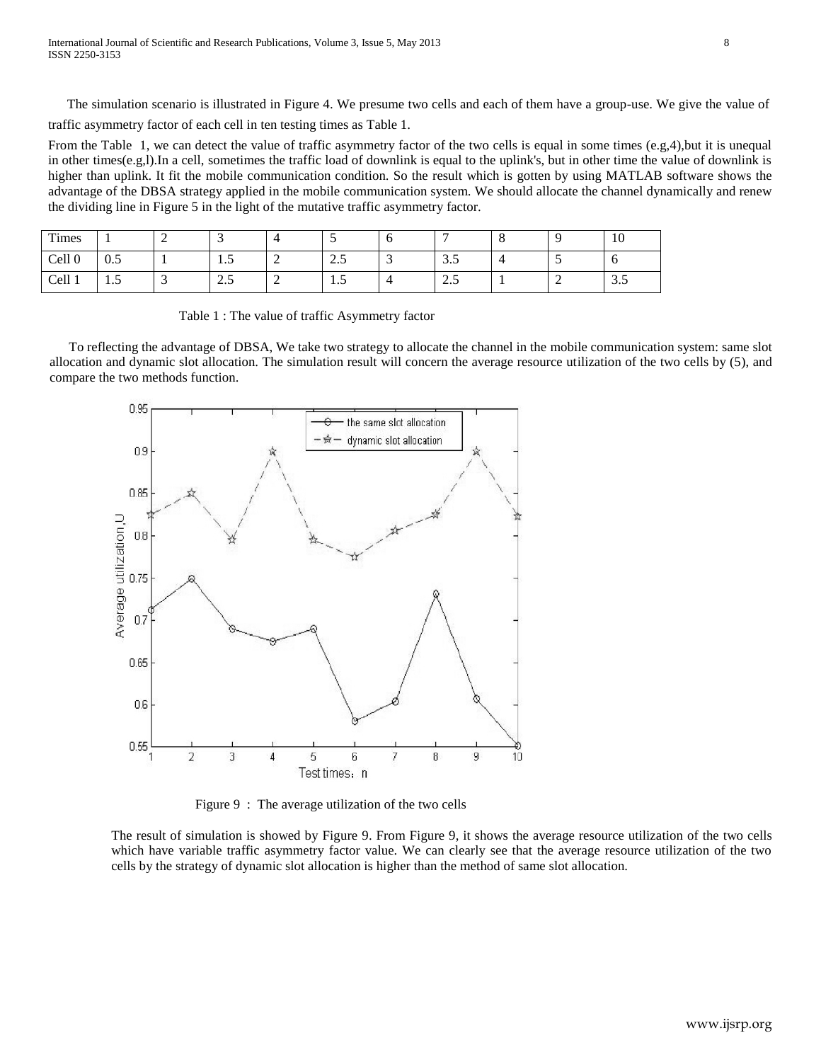The simulation scenario is illustrated in Figure 4. We presume two cells and each of them have a group-use. We give the value of traffic asymmetry factor of each cell in ten testing times as Table 1.

From the Table 1, we can detect the value of traffic asymmetry factor of the two cells is equal in some times (e.g,4),but it is unequal in other times(e.g,l).In a cell, sometimes the traffic load of downlink is equal to the uplink's, but in other time the value of downlink is higher than uplink. It fit the mobile communication condition. So the result which is gotten by using MATLAB software shows the advantage of the DBSA strategy applied in the mobile communication system. We should allocate the channel dynamically and renew the dividing line in Figure 5 in the light of the mutative traffic asymmetry factor.

| Times | 1 | 2 | 3 | 4 | 5 | 6 | 7 | 8 | 9 | 10 |
|---|---|---|---|---|---|---|---|---|---|---|
| Cell 0 | 0.5 | 1 | 1.5 | 2 | 2.5 | 3 | 3.5 | 4 | 5 | 6 |
| Cell 1 | 1.5 | 3 | 2.5 | 2 | 1.5 | 4 | 2.5 | 1 | 2 | 3.5 |

Table 1 : The value of traffic Asymmetry factor

To reflecting the advantage of DBSA, We take two strategy to allocate the channel in the mobile communication system: same slot allocation and dynamic slot allocation. The simulation result will concern the average resource utilization of the two cells by (5), and compare the two methods function.

Figure 9 : The average utilization of the two cells

The result of simulation is showed by Figure 9. From Figure 9, it shows the average resource utilization of the two cells which have variable traffic asymmetry factor value. We can clearly see that the average resource utilization of the two cells by the strategy of dynamic slot allocation is higher than the method of same slot allocation.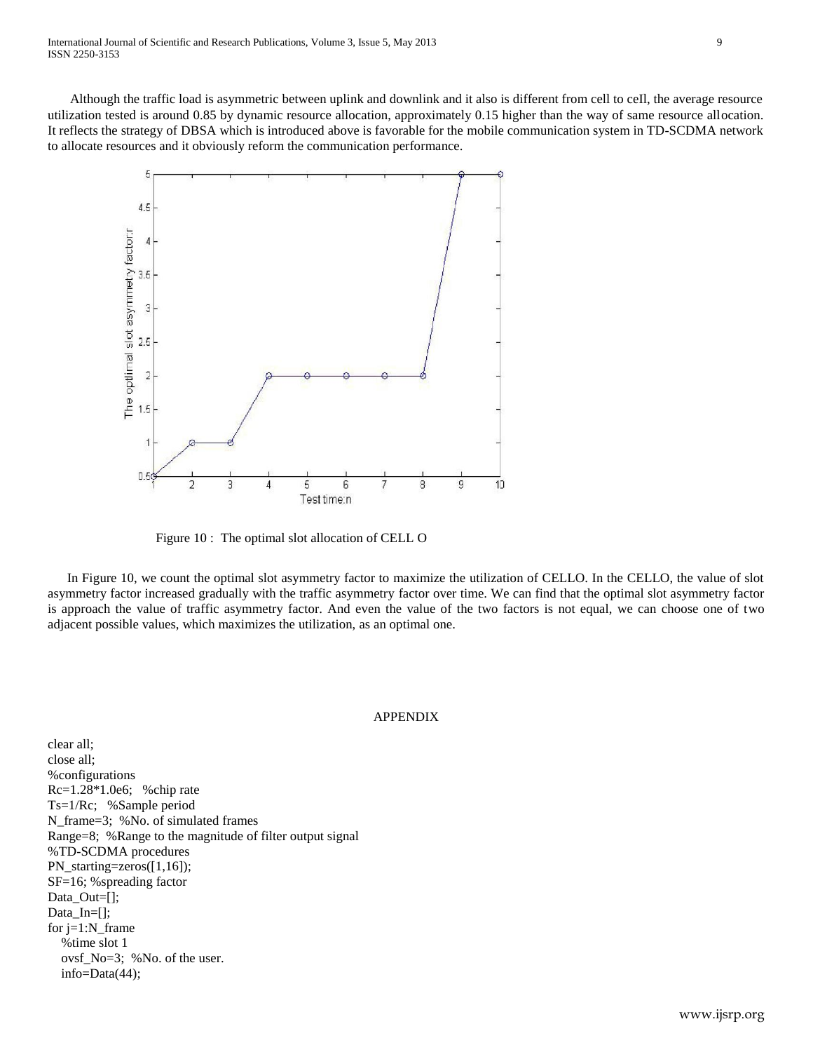Although the traffic load is asymmetric between uplink and downlink and it also is different from cell to ceIl, the average resource utilization tested is around 0.85 by dynamic resource allocation, approximately 0.15 higher than the way of same resource allocation. It reflects the strategy of DBSA which is introduced above is favorable for the mobile communication system in TD-SCDMA network to allocate resources and it obviously reform the communication performance.

Figure 10 : The optimal slot allocation of CELL O

In Figure 10, we count the optimal slot asymmetry factor to maximize the utilization of CELLO. In the CELLO, the value of slot asymmetry factor increased gradually with the traffic asymmetry factor over time. We can find that the optimal slot asymmetry factor is approach the value of traffic asymmetry factor. And even the value of the two factors is not equal, we can choose one of two adjacent possible values, which maximizes the utilization, as an optimal one.

## APPENDIX

```
clear all;
close all;
%configurations
Rc=1.28*1.0e6;   %chip rate
Ts=1/Rc;   %Sample period
N_frame=3;  %No. of simulated frames
Range=8;  %Range to the magnitude of filter output signal
%TD-SCDMA procedures
PN_starting=zeros([1,16]);
SF=16; %spreading factor
Data_Out=[];
Data_In=[];
for j=1:N_frame
   %time slot 1
   ovsf_No=3;  %No. of the user.
   info=Data(44);
```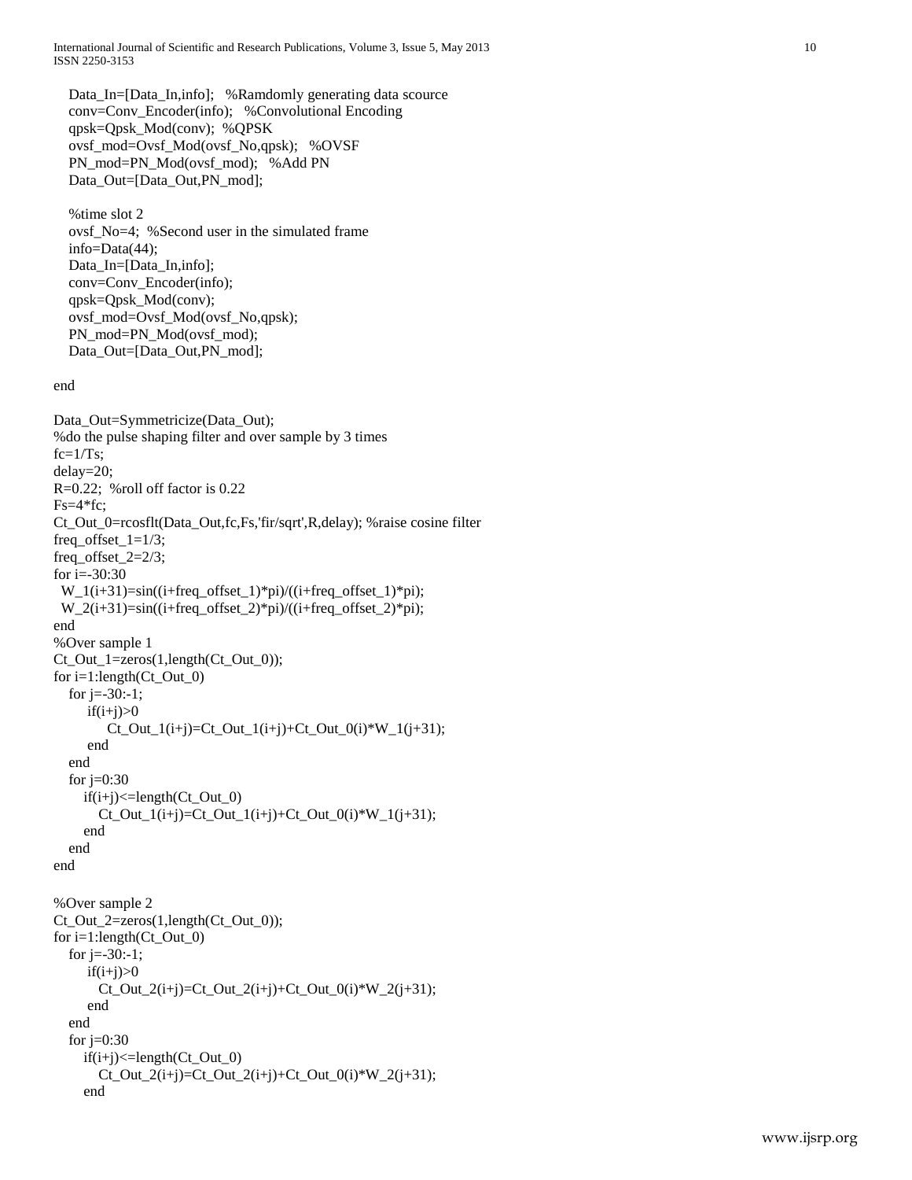```
    Data_In=[Data_In,info];   %Ramdomly generating data scource
    conv=Conv_Encoder(info);   %Convolutional Encoding
    qpsk=Qpsk_Mod(conv);  %QPSK
    ovsf_mod=Ovsf_Mod(ovsf_No,qpsk);   %OVSF
    PN_mod=PN_Mod(ovsf_mod);   %Add PN
    Data_Out=[Data_Out,PN_mod];

    %time slot 2
    ovsf_No=4;  %Second user in the simulated frame
    info=Data(44);
    Data_In=[Data_In,info];
    conv=Conv_Encoder(info);
    qpsk=Qpsk_Mod(conv);
    ovsf_mod=Ovsf_Mod(ovsf_No,qpsk);
    PN_mod=PN_Mod(ovsf_mod);
    Data_Out=[Data_Out,PN_mod];

end

Data_Out=Symmetricize(Data_Out);
%do the pulse shaping filter and over sample by 3 times
fc=1/Ts;
delay=20;
R=0.22;  %roll off factor is 0.22
Fs=4*fc;
Ct_Out_0=rcosflt(Data_Out,fc,Fs,'fir/sqrt',R,delay); %raise cosine filter
freq_offset_1=1/3;
freq_offset_2=2/3;
for i=-30:30
  W_1(i+31)=sin((i+freq_offset_1)*pi)/((i+freq_offset_1)*pi);
  W_2(i+31)=sin((i+freq_offset_2)*pi)/((i+freq_offset_2)*pi);
end
%Over sample 1
Ct_Out_1=zeros(1,length(Ct_Out_0));
for i=1:length(Ct_Out_0)
   for j=-30:-1;
       if(i+j)>0
           Ct_Out_1(i+j)=Ct_Out_1(i+j)+Ct_Out_0(i)*W_1(j+31);
       end
   end
   for j=0:30
      if(i+j)<=length(Ct_Out_0)
         Ct_Out_1(i+j)=Ct_Out_1(i+j)+Ct_Out_0(i)*W_1(j+31);
      end
   end
end

%Over sample 2
Ct_Out_2=zeros(1,length(Ct_Out_0));
for i=1:length(Ct_Out_0)
   for j=-30:-1;
       if(i+j)>0
         Ct_Out_2(i+j)=Ct_Out_2(i+j)+Ct_Out_0(i)*W_2(j+31);
       end
   end
   for j=0:30
      if(i+j)<=length(Ct_Out_0)
         Ct_Out_2(i+j)=Ct_Out_2(i+j)+Ct_Out_0(i)*W_2(j+31);
      end
```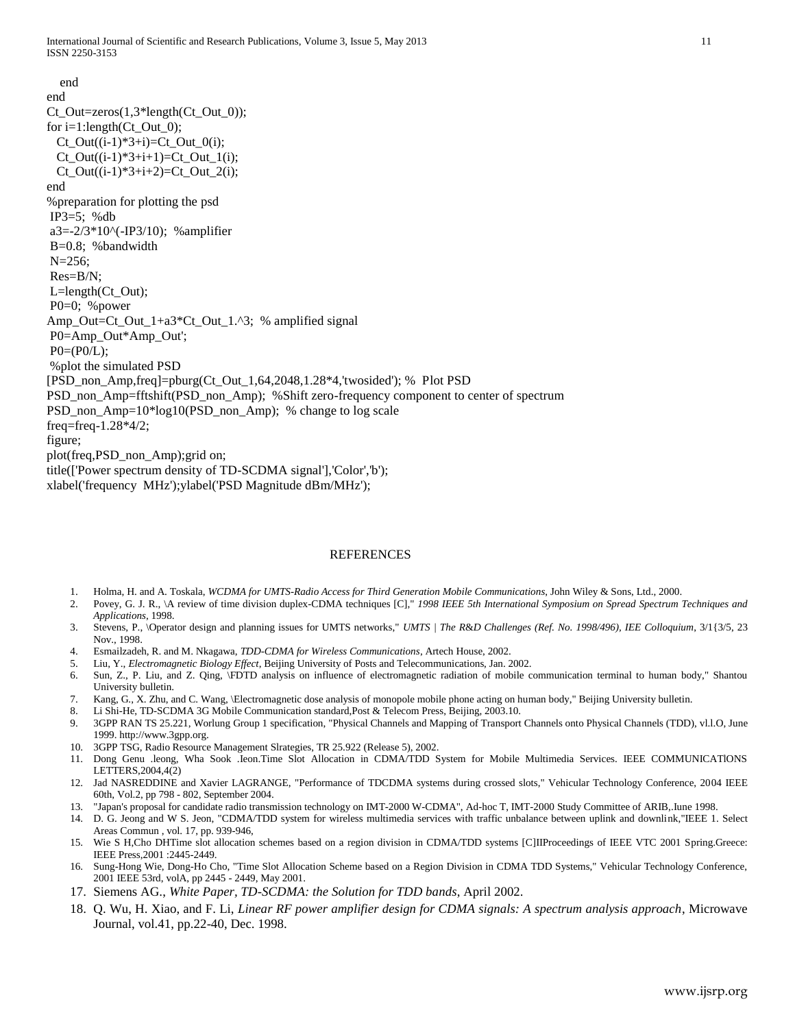```
    end
end
Ct_Out=zeros(1,3*length(Ct_Out_0));
for i=1:length(Ct_Out_0);
   Ct_Out((i-1)*3+i)=Ct_Out_0(i);
   Ct_Out((i-1)*3+i+1)=Ct_Out_1(i);
   Ct_Out((i-1)*3+i+2)=Ct_Out_2(i);
end
%preparation for plotting the psd
 IP3=5;  %db
 a3=-2/3*10^(-IP3/10);  %amplifier
 B=0.8;  %bandwidth
 N=256;
 Res=B/N;
 L=length(Ct_Out);
 P0=0;  %power
Amp_Out=Ct_Out_1+a3*Ct_Out_1.^3;  % amplified signal
 P0=Amp_Out*Amp_Out';
 P0=(P0/L);
 %plot the simulated PSD
[PSD_non_Amp,freq]=pburg(Ct_Out_1,64,2048,1.28*4,'twosided'); %  Plot PSD
PSD_non_Amp=fftshift(PSD_non_Amp);  %Shift zero-frequency component to center of spectrum
PSD_non_Amp=10*log10(PSD_non_Amp);  % change to log scale
freq=freq-1.28*4/2;
figure;
plot(freq,PSD_non_Amp);grid on;
title(['Power spectrum density of TD-SCDMA signal'],'Color','b');
xlabel('frequency  MHz');ylabel('PSD Magnitude dBm/MHz');
```

## REFERENCES

1. Holma, H. and A. Toskala, *WCDMA for UMTS-Radio Access for Third Generation Mobile Communications*, John Wiley & Sons, Ltd., 2000.
2. Povey, G. J. R., \A review of time division duplex-CDMA techniques [C]," *1998 IEEE 5th International Symposium on Spread Spectrum Techniques and Applications*, 1998.
3. Stevens, P., \Operator design and planning issues for UMTS networks," *UMTS | The R&D Challenges (Ref. No. 1998/496), IEE Colloquium*, 3/1{3/5, 23 Nov., 1998.
4. Esmailzadeh, R. and M. Nkagawa, *TDD-CDMA for Wireless Communications*, Artech House, 2002.
5. Liu, Y., *Electromagnetic Biology Effect*, Beijing University of Posts and Telecommunications, Jan. 2002.
6. Sun, Z., P. Liu, and Z. Qing, \FDTD analysis on influence of electromagnetic radiation of mobile communication terminal to human body," Shantou University bulletin.
7. Kang, G., X. Zhu, and C. Wang, \Electromagnetic dose analysis of monopole mobile phone acting on human body," Beijing University bulletin.
8. Li Shi-He, TD-SCDMA 3G Mobile Communication standard,Post & Telecom Press, Beijing, 2003.10.
9. 3GPP RAN TS 25.221, Worlung Group 1 specification, "Physical Channels and Mapping of Transport Channels onto Physical Channels (TDD), vl.l.O, June 1999. http://www.3gpp.org.
10. 3GPP TSG, Radio Resource Management Slrategies, TR 25.922 (Release 5), 2002.
11. Dong Genu .leong, Wha Sook .Ieon.Time Slot Allocation in CDMA/TDD System for Mobile Multimedia Services. IEEE COMMUNICATIONS LETTERS,2004,4(2)
12. Jad NASREDDINE and Xavier LAGRANGE, "Performance of TDCDMA systems during crossed slots," Vehicular Technology Conference, 2004 IEEE 60th, Vol.2, pp 798 - 802, September 2004.
13. "Japan's proposal for candidate radio transmission technology on IMT-2000 W-CDMA", Ad-hoc T, IMT-2000 Study Committee of ARIB,.Iune 1998.
14. D. G. Jeong and W S. Jeon, "CDMA/TDD system for wireless multimedia services with traffic unbalance between uplink and downlink,"IEEE 1. Select Areas Commun , vol. 17, pp. 939-946,
15. Wie S H,Cho DHTime slot allocation schemes based on a region division in CDMA/TDD systems [C]IIProceedings of IEEE VTC 2001 Spring.Greece: IEEE Press,2001 :2445-2449.
16. Sung-Hong Wie, Dong-Ho Cho, "Time Slot Allocation Scheme based on a Region Division in CDMA TDD Systems," Vehicular Technology Conference, 2001 IEEE 53rd, volA, pp 2445 - 2449, May 2001.
17. Siemens AG., *White Paper, TD-SCDMA: the Solution for TDD bands*, April 2002.
18. Q. Wu, H. Xiao, and F. Li, *Linear RF power amplifier design for CDMA signals: A spectrum analysis approach*, Microwave Journal, vol.41, pp.22-40, Dec. 1998.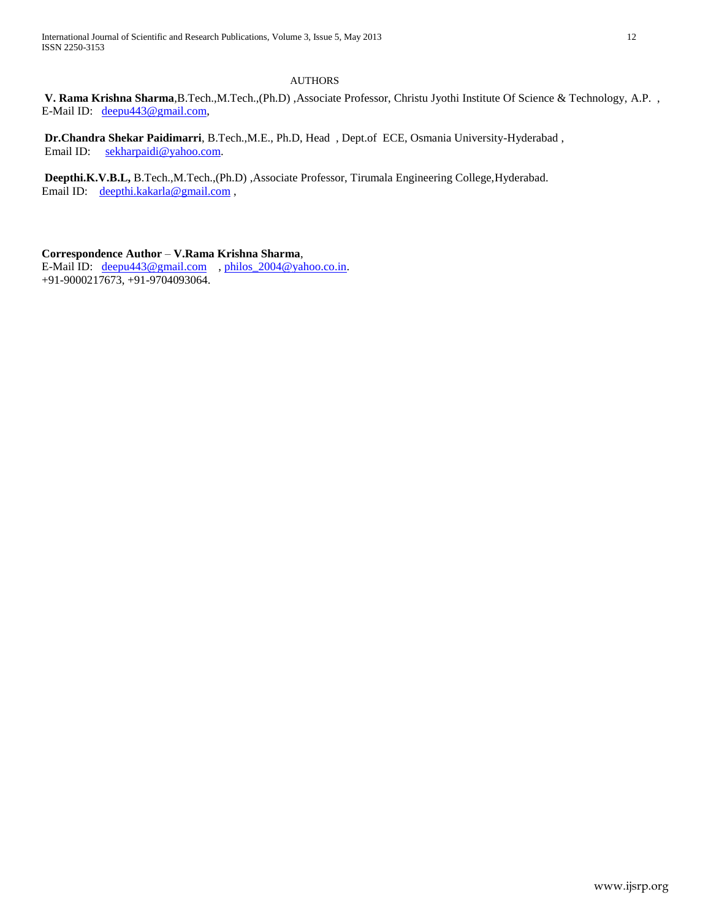AUTHORS

**V. Rama Krishna Sharma**,B.Tech.,M.Tech.,(Ph.D) ,Associate Professor, Christu Jyothi Institute Of Science & Technology, A.P. ,
E-Mail ID: deepu443@gmail.com,

**Dr.Chandra Shekar Paidimarri**, B.Tech.,M.E., Ph.D, Head , Dept.of ECE, Osmania University-Hyderabad ,
Email ID: sekharpaidi@yahoo.com.

**Deepthi.K.V.B.L,** B.Tech.,M.Tech.,(Ph.D) ,Associate Professor, Tirumala Engineering College,Hyderabad.
Email ID: deepthi.kakarla@gmail.com ,

**Correspondence Author** – **V.Rama Krishna Sharma**,
E-Mail ID: deepu443@gmail.com , philos_2004@yahoo.co.in.
+91-9000217673, +91-9704093064.